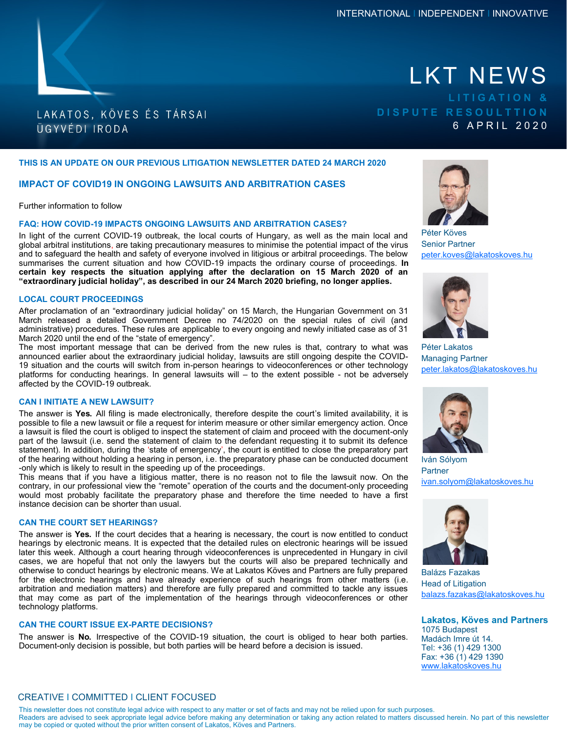INTERNATIONAL | INDEPENDENT | INNOVATIVE

LAKATOS, KÖVES ÉS TÁRSAI
ÜGYVÉDI IRODA

# LKT NEWS

LITIGATION & DISPUTE RESOULTTION

6 APRIL 2020

## THIS IS AN UPDATE ON OUR PREVIOUS LITIGATION NEWSLETTER DATED 24 MARCH 2020

## IMPACT OF COVID19 IN ONGOING LAWSUITS AND ARBITRATION CASES

Further information to follow

### FAQ: HOW COVID-19 IMPACTS ONGOING LAWSUITS AND ARBITRATION CASES?

In light of the current COVID-19 outbreak, the local courts of Hungary, as well as the main local and global arbitral institutions, are taking precautionary measures to minimise the potential impact of the virus and to safeguard the health and safety of everyone involved in litigious or arbitral proceedings. The below summarises the current situation and how COVID-19 impacts the ordinary course of proceedings. **In certain key respects the situation applying after the declaration on 15 March 2020 of an "extraordinary judicial holiday", as described in our 24 March 2020 briefing, no longer applies.**

### LOCAL COURT PROCEEDINGS

After proclamation of an "extraordinary judicial holiday" on 15 March, the Hungarian Government on 31 March released a detailed Government Decree no 74/2020 on the special rules of civil (and administrative) procedures. These rules are applicable to every ongoing and newly initiated case as of 31 March 2020 until the end of the "state of emergency".

The most important message that can be derived from the new rules is that, contrary to what was announced earlier about the extraordinary judicial holiday, lawsuits are still ongoing despite the COVID-19 situation and the courts will switch from in-person hearings to videoconferences or other technology platforms for conducting hearings. In general lawsuits will – to the extent possible - not be adversely affected by the COVID-19 outbreak.

### CAN I INITIATE A NEW LAWSUIT?

The answer is **Yes.** All filing is made electronically, therefore despite the court's limited availability, it is possible to file a new lawsuit or file a request for interim measure or other similar emergency action. Once a lawsuit is filed the court is obliged to inspect the statement of claim and proceed with the document-only part of the lawsuit (i.e. send the statement of claim to the defendant requesting it to submit its defence statement). In addition, during the 'state of emergency', the court is entitled to close the preparatory part of the hearing without holding a hearing in person, i.e. the preparatory phase can be conducted document-only which is likely to result in the speeding up of the proceedings.

This means that if you have a litigious matter, there is no reason not to file the lawsuit now. On the contrary, in our professional view the "remote" operation of the courts and the document-only proceeding would most probably facilitate the preparatory phase and therefore the time needed to have a first instance decision can be shorter than usual.

### CAN THE COURT SET HEARINGS?

The answer is **Yes.** If the court decides that a hearing is necessary, the court is now entitled to conduct hearings by electronic means. It is expected that the detailed rules on electronic hearings will be issued later this week. Although a court hearing through videoconferences is unprecedented in Hungary in civil cases, we are hopeful that not only the lawyers but the courts will also be prepared technically and otherwise to conduct hearings by electronic means. We at Lakatos Köves and Partners are fully prepared for the electronic hearings and have already experience of such hearings from other matters (i.e. arbitration and mediation matters) and therefore are fully prepared and committed to tackle any issues that may come as part of the implementation of the hearings through videoconferences or other technology platforms.

### CAN THE COURT ISSUE EX-PARTE DECISIONS?

The answer is **No.** Irrespective of the COVID-19 situation, the court is obliged to hear both parties. Document-only decision is possible, but both parties will be heard before a decision is issued.

---

Péter Köves
Senior Partner
peter.koves@lakatoskoves.hu

Péter Lakatos
Managing Partner
peter.lakatos@lakatoskoves.hu

Iván Sólyom
Partner
ivan.solyom@lakatoskoves.hu

Balázs Fazakas
Head of Litigation
balazs.fazakas@lakatoskoves.hu

**Lakatos, Köves and Partners**
1075 Budapest
Madách Imre út 14.
Tel: +36 (1) 429 1300
Fax: +36 (1) 429 1390
www.lakatoskoves.hu

CREATIVE | COMMITTED | CLIENT FOCUSED

This newsletter does not constitute legal advice with respect to any matter or set of facts and may not be relied upon for such purposes.
Readers are advised to seek appropriate legal advice before making any determination or taking any action related to matters discussed herein. No part of this newsletter may be copied or quoted without the prior written consent of Lakatos, Köves and Partners.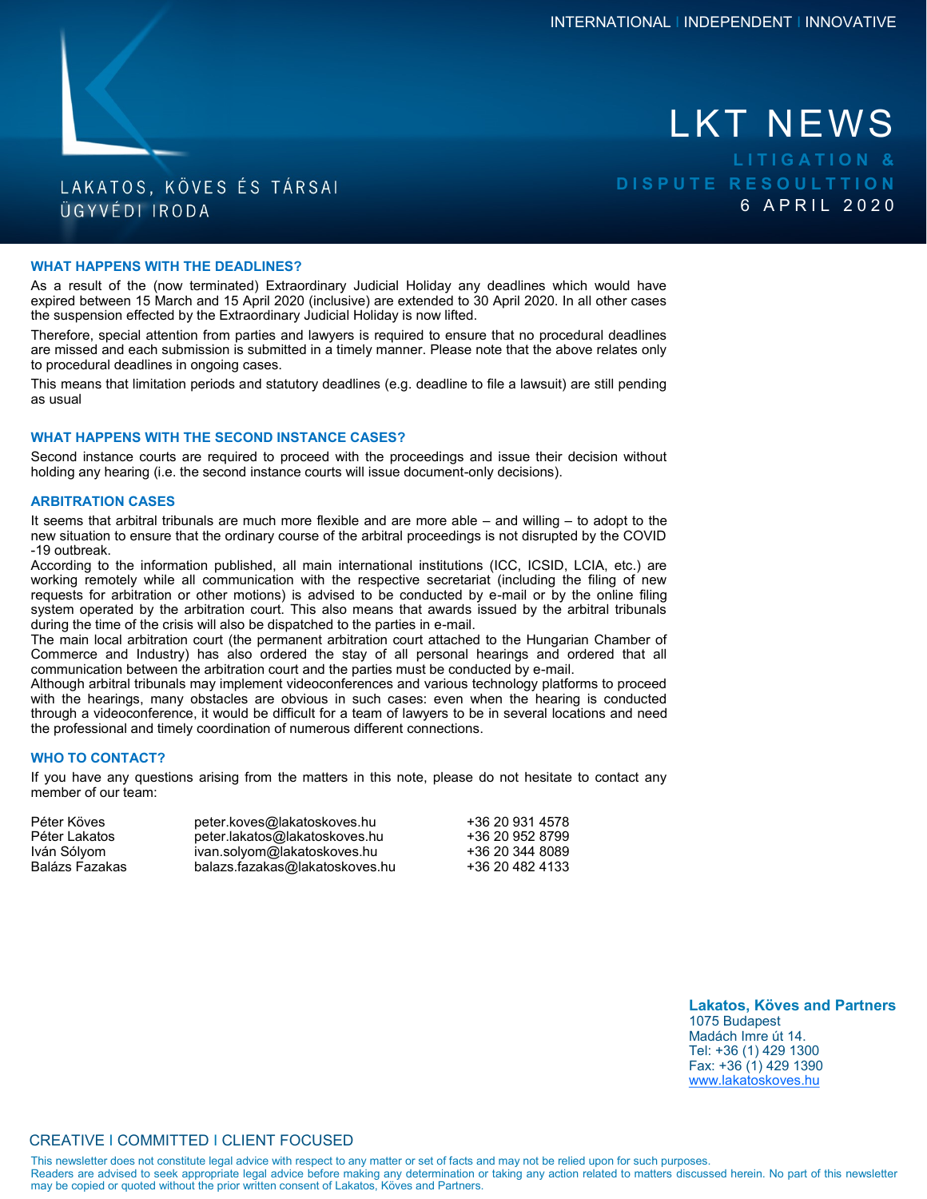## WHAT HAPPENS WITH THE DEADLINES?

As a result of the (now terminated) Extraordinary Judicial Holiday any deadlines which would have expired between 15 March and 15 April 2020 (inclusive) are extended to 30 April 2020. In all other cases the suspension effected by the Extraordinary Judicial Holiday is now lifted.

Therefore, special attention from parties and lawyers is required to ensure that no procedural deadlines are missed and each submission is submitted in a timely manner. Please note that the above relates only to procedural deadlines in ongoing cases.

This means that limitation periods and statutory deadlines (e.g. deadline to file a lawsuit) are still pending as usual

## WHAT HAPPENS WITH THE SECOND INSTANCE CASES?

Second instance courts are required to proceed with the proceedings and issue their decision without holding any hearing (i.e. the second instance courts will issue document-only decisions).

## ARBITRATION CASES

It seems that arbitral tribunals are much more flexible and are more able – and willing – to adopt to the new situation to ensure that the ordinary course of the arbitral proceedings is not disrupted by the COVID -19 outbreak.

According to the information published, all main international institutions (ICC, ICSID, LCIA, etc.) are working remotely while all communication with the respective secretariat (including the filing of new requests for arbitration or other motions) is advised to be conducted by e-mail or by the online filing system operated by the arbitration court. This also means that awards issued by the arbitral tribunals during the time of the crisis will also be dispatched to the parties in e-mail.

The main local arbitration court (the permanent arbitration court attached to the Hungarian Chamber of Commerce and Industry) has also ordered the stay of all personal hearings and ordered that all communication between the arbitration court and the parties must be conducted by e-mail.

Although arbitral tribunals may implement videoconferences and various technology platforms to proceed with the hearings, many obstacles are obvious in such cases: even when the hearing is conducted through a videoconference, it would be difficult for a team of lawyers to be in several locations and need the professional and timely coordination of numerous different connections.

## WHO TO CONTACT?

If you have any questions arising from the matters in this note, please do not hesitate to contact any member of our team:

| | | |
|---|---|---|
| Péter Köves | peter.koves@lakatoskoves.hu | +36 20 931 4578 |
| Péter Lakatos | peter.lakatos@lakatoskoves.hu | +36 20 952 8799 |
| Iván Sólyom | ivan.solyom@lakatoskoves.hu | +36 20 344 8089 |
| Balázs Fazakas | balazs.fazakas@lakatoskoves.hu | +36 20 482 4133 |

**Lakatos, Köves and Partners**
1075 Budapest
Madách Imre út 14.
Tel: +36 (1) 429 1300
Fax: +36 (1) 429 1390
www.lakatoskoves.hu

CREATIVE I COMMITTED I CLIENT FOCUSED

This newsletter does not constitute legal advice with respect to any matter or set of facts and may not be relied upon for such purposes.
Readers are advised to seek appropriate legal advice before making any determination or taking any action related to matters discussed herein. No part of this newsletter may be copied or quoted without the prior written consent of Lakatos, Köves and Partners.